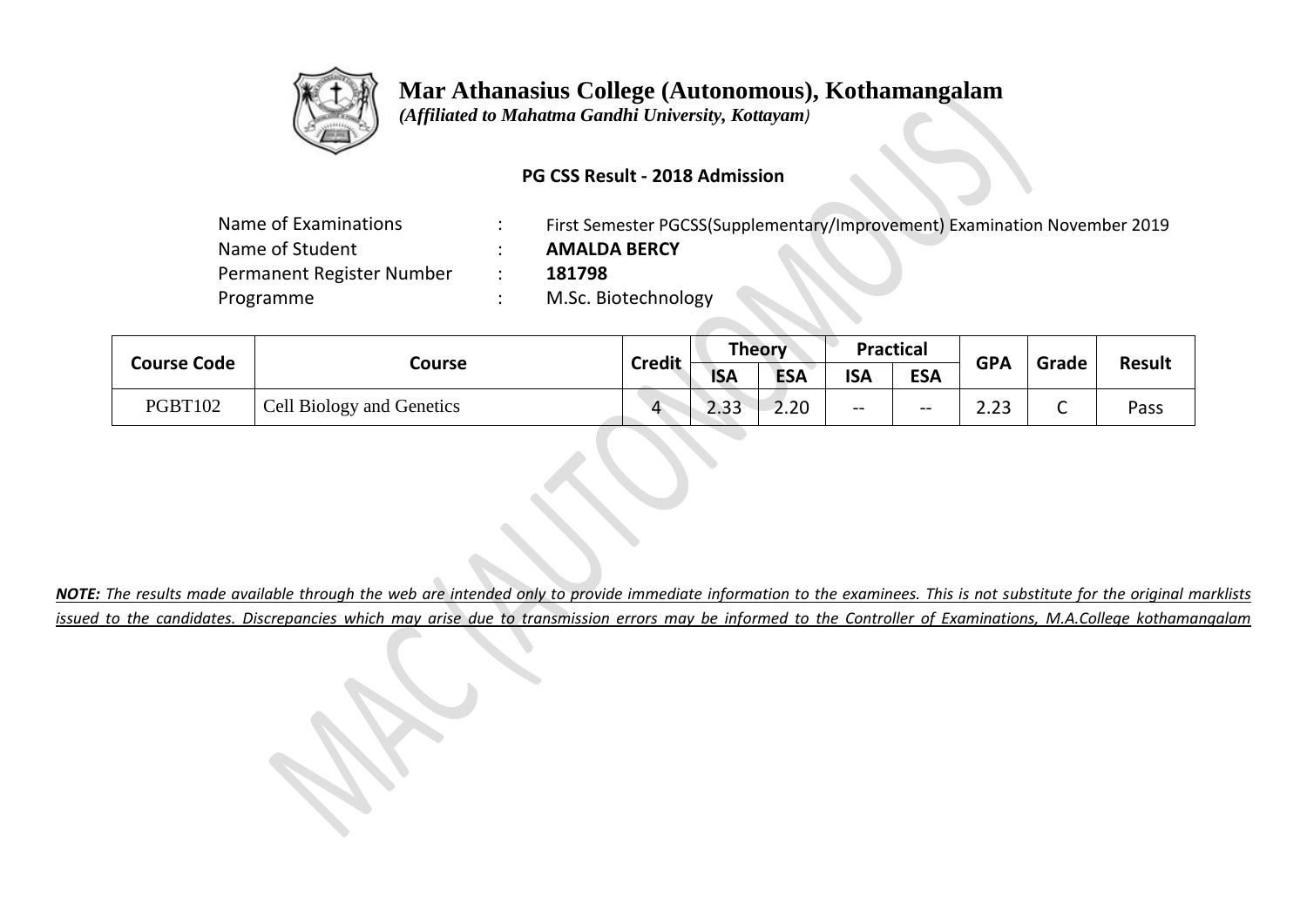# Mar Athanasius College (Autonomous), Kothamangalam

*(Affiliated to Mahatma Gandhi University, Kottayam)*

**PG CSS Result - 2018 Admission**

| | | |
|---|---|---|
| Name of Examinations | : | First Semester PGCSS(Supplementary/Improvement) Examination November 2019 |
| Name of Student | : | **AMALDA BERCY** |
| Permanent Register Number | : | **181798** |
| Programme | : | M.Sc. Biotechnology |

| Course Code | Course | Credit | Theory | | Practical | | GPA | Grade | Result |
|---|---|---|---|---|---|---|---|---|---|
| | | | ISA | ESA | ISA | ESA | | | |
| PGBT102 | Cell Biology and Genetics | 4 | 2.33 | 2.20 | -- | -- | 2.23 | C | Pass |

***NOTE:*** *The results made available through the web are intended only to provide immediate information to the examinees. This is not substitute for the original marklists issued to the candidates. Discrepancies which may arise due to transmission errors may be informed to the Controller of Examinations, M.A.College kothamangalam*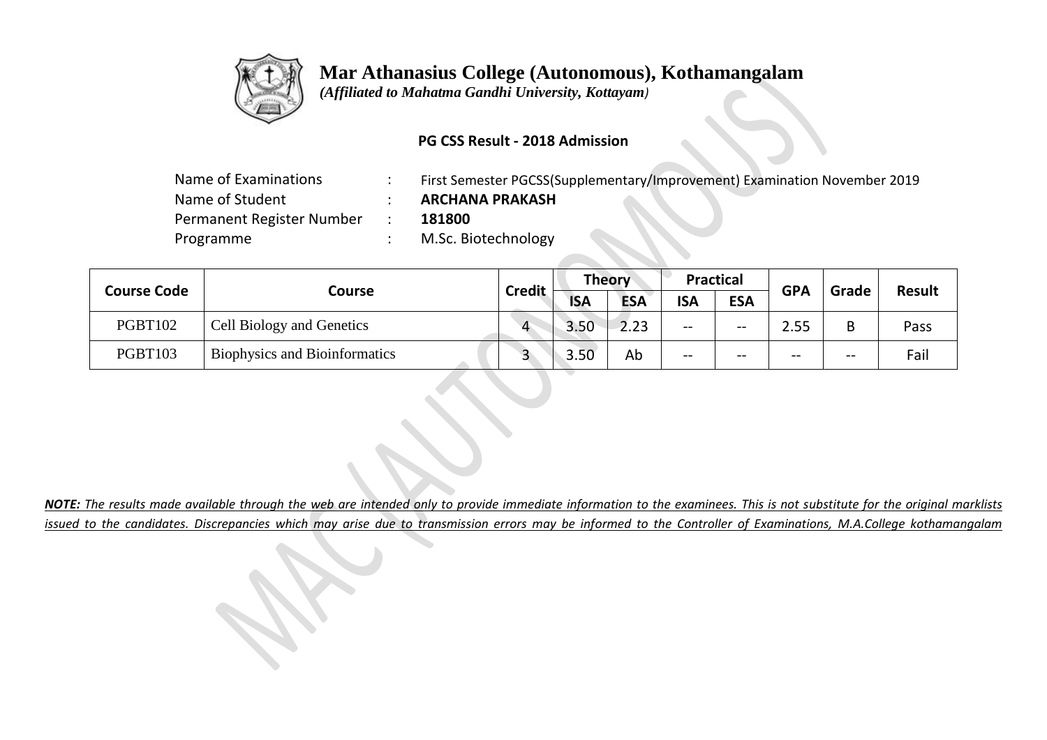# Mar Athanasius College (Autonomous), Kothamangalam

*(Affiliated to Mahatma Gandhi University, Kottayam)*

**PG CSS Result - 2018 Admission**

| | | |
|---|---|---|
| Name of Examinations | : | First Semester PGCSS(Supplementary/Improvement) Examination November 2019 |
| Name of Student | : | **ARCHANA PRAKASH** |
| Permanent Register Number | : | **181800** |
| Programme | : | M.Sc. Biotechnology |

| Course Code | Course | Credit | Theory | | Practical | | GPA | Grade | Result |
|---|---|---|---|---|---|---|---|---|---|
| | | | ISA | ESA | ISA | ESA | | | |
| PGBT102 | Cell Biology and Genetics | 4 | 3.50 | 2.23 | -- | -- | 2.55 | B | Pass |
| PGBT103 | Biophysics and Bioinformatics | 3 | 3.50 | Ab | -- | -- | -- | -- | Fail |

***NOTE:*** *The results made available through the web are intended only to provide immediate information to the examinees. This is not substitute for the original marklists issued to the candidates. Discrepancies which may arise due to transmission errors may be informed to the Controller of Examinations, M.A.College kothamangalam*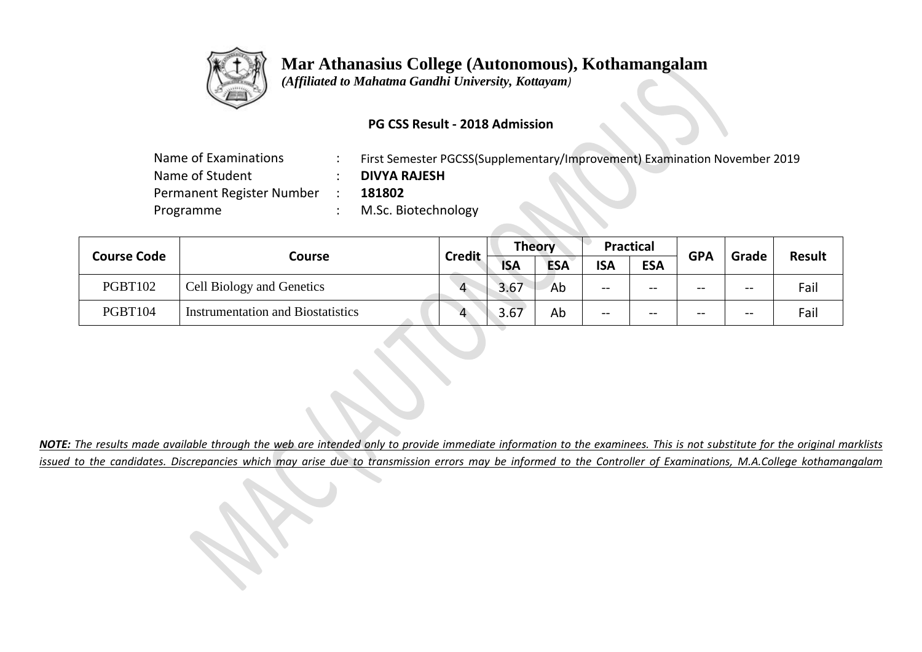# Mar Athanasius College (Autonomous), Kothamangalam

*(Affiliated to Mahatma Gandhi University, Kottayam)*

**PG CSS Result - 2018 Admission**

| | | |
|---|---|---|
| Name of Examinations | : | First Semester PGCSS(Supplementary/Improvement) Examination November 2019 |
| Name of Student | : | **DIVYA RAJESH** |
| Permanent Register Number | : | **181802** |
| Programme | : | M.Sc. Biotechnology |

| Course Code | Course | Credit | Theory | | Practical | | GPA | Grade | Result |
|---|---|---|---|---|---|---|---|---|---|
| | | | ISA | ESA | ISA | ESA | | | |
| PGBT102 | Cell Biology and Genetics | 4 | 3.67 | Ab | -- | -- | -- | -- | Fail |
| PGBT104 | Instrumentation and Biostatistics | 4 | 3.67 | Ab | -- | -- | -- | -- | Fail |

***NOTE:*** *The results made available through the web are intended only to provide immediate information to the examinees. This is not substitute for the original marklists issued to the candidates. Discrepancies which may arise due to transmission errors may be informed to the Controller of Examinations, M.A.College kothamangalam*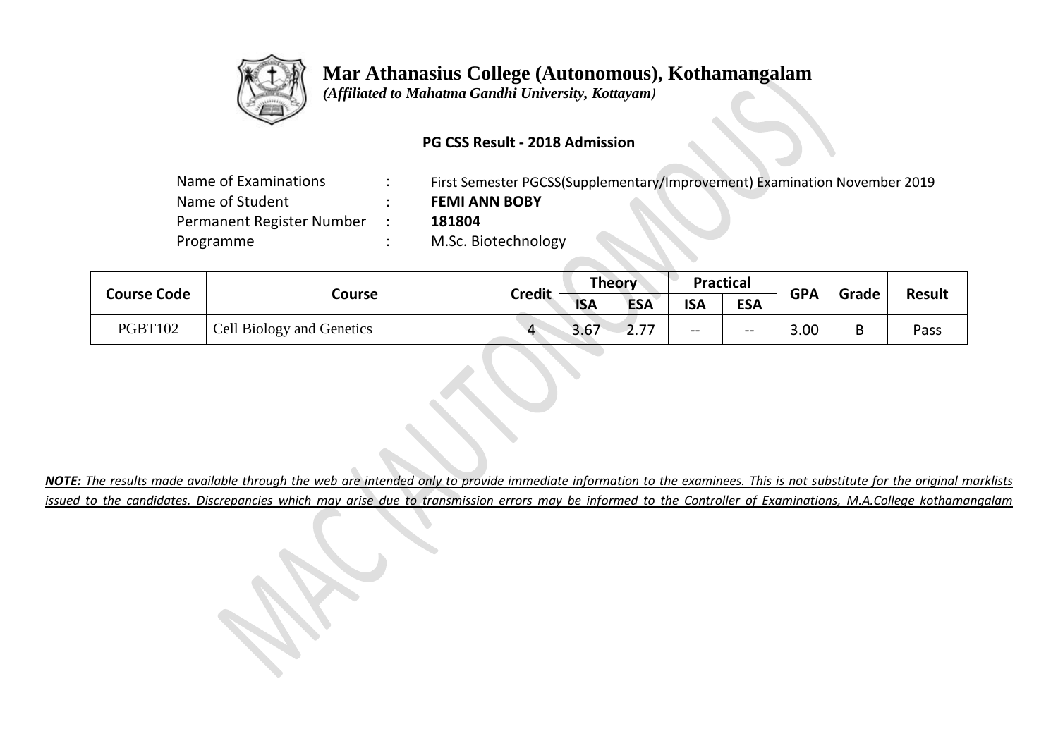# Mar Athanasius College (Autonomous), Kothamangalam

*(Affiliated to Mahatma Gandhi University, Kottayam)*

**PG CSS Result - 2018 Admission**

Name of Examinations : First Semester PGCSS(Supplementary/Improvement) Examination November 2019
Name of Student : **FEMI ANN BOBY**
Permanent Register Number : **181804**
Programme : M.Sc. Biotechnology

| Course Code | Course | Credit | Theory | | Practical | | GPA | Grade | Result |
|---|---|---|---|---|---|---|---|---|---|
| | | | ISA | ESA | ISA | ESA | | | |
| PGBT102 | Cell Biology and Genetics | 4 | 3.67 | 2.77 | -- | -- | 3.00 | B | Pass |

***NOTE:** The results made available through the web are intended only to provide immediate information to the examinees. This is not substitute for the original marklists issued to the candidates. Discrepancies which may arise due to transmission errors may be informed to the Controller of Examinations, M.A.College kothamangalam*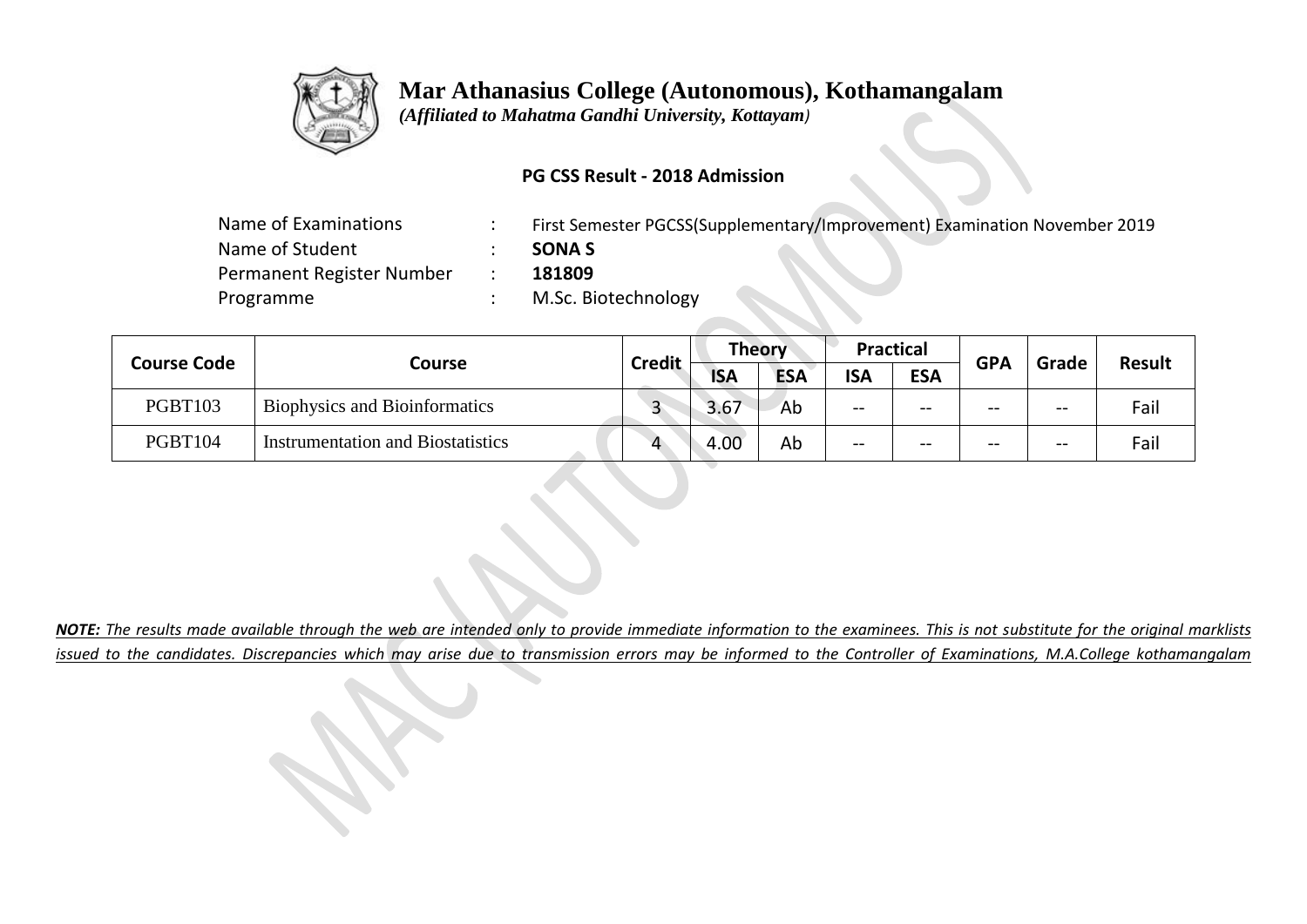# Mar Athanasius College (Autonomous), Kothamangalam

*(Affiliated to Mahatma Gandhi University, Kottayam)*

**PG CSS Result - 2018 Admission**

| | | |
|---|---|---|
| Name of Examinations | : | First Semester PGCSS(Supplementary/Improvement) Examination November 2019 |
| Name of Student | : | **SONA S** |
| Permanent Register Number | : | **181809** |
| Programme | : | M.Sc. Biotechnology |

| Course Code | Course | Credit | Theory | | Practical | | GPA | Grade | Result |
|---|---|---|---|---|---|---|---|---|---|
| | | | ISA | ESA | ISA | ESA | | | |
| PGBT103 | Biophysics and Bioinformatics | 3 | 3.67 | Ab | -- | -- | -- | -- | Fail |
| PGBT104 | Instrumentation and Biostatistics | 4 | 4.00 | Ab | -- | -- | -- | -- | Fail |

***NOTE:*** *The results made available through the web are intended only to provide immediate information to the examinees. This is not substitute for the original marklists issued to the candidates. Discrepancies which may arise due to transmission errors may be informed to the Controller of Examinations, M.A.College kothamangalam*